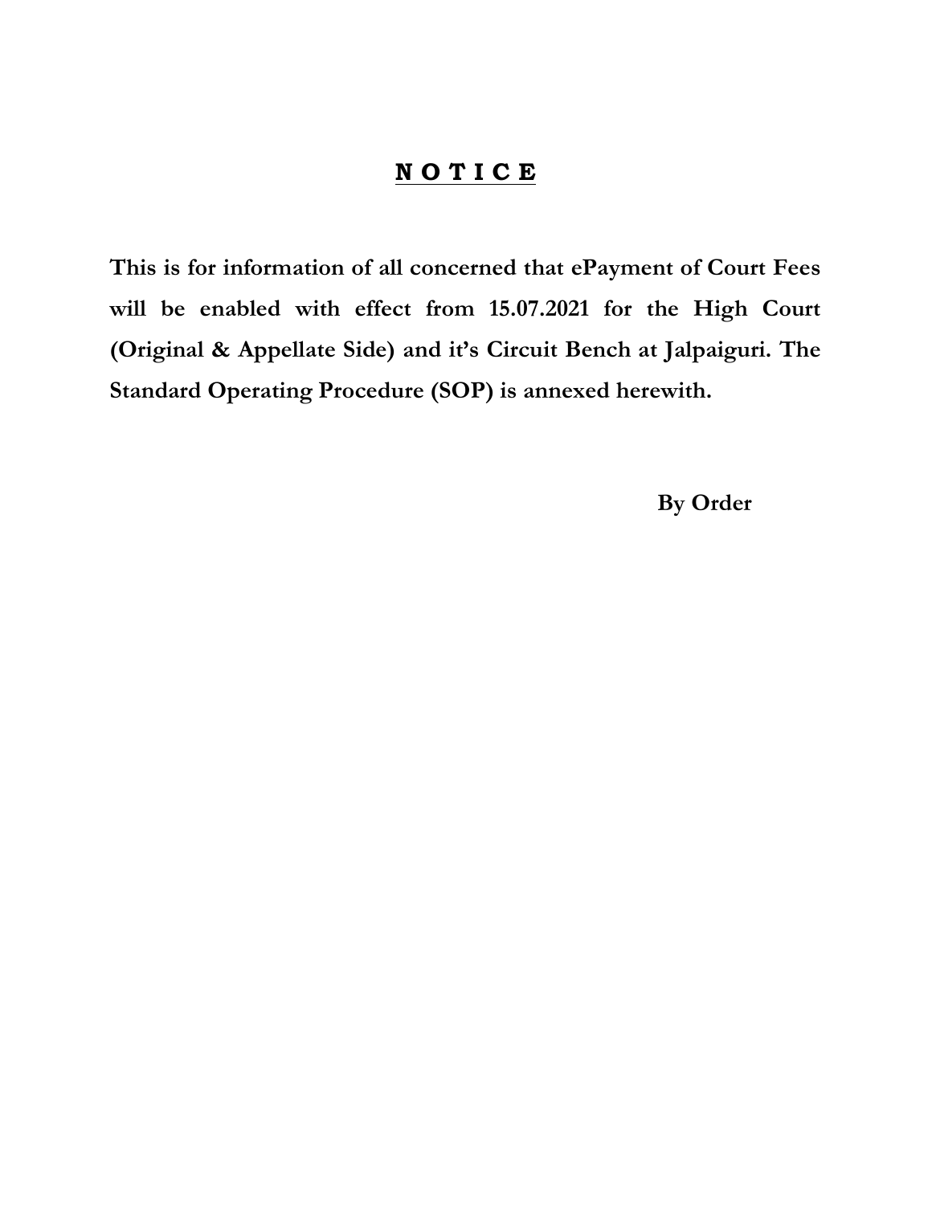# **N O T I C E**

**This is for information of all concerned that ePayment of Court Fees will be enabled with effect from 15.07.2021 for the High Court (Original & Appellate Side) and it's Circuit Bench at Jalpaiguri. The Standard Operating Procedure (SOP) is annexed herewith.**

**By Order**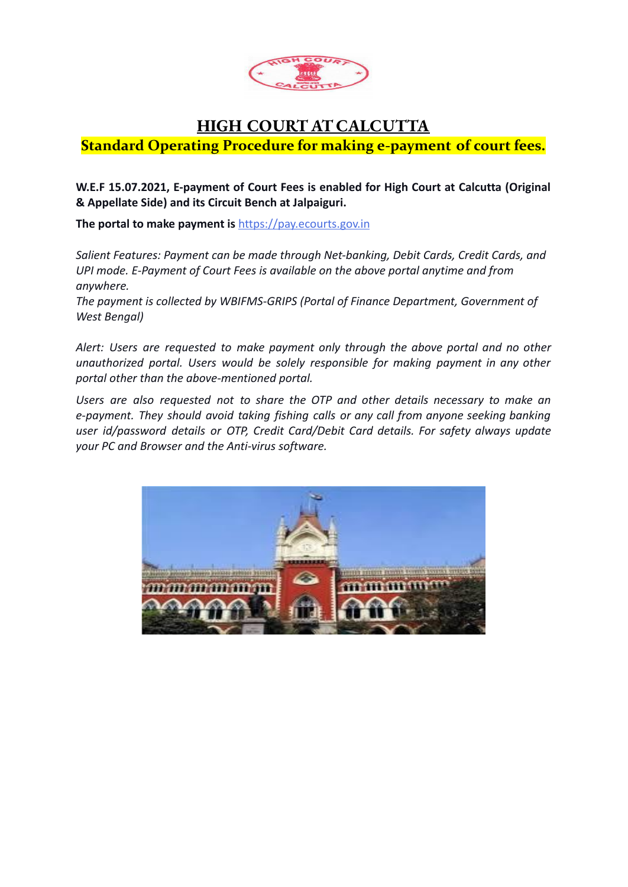# HIGH COURT AT CALCUTTA

## Standard Operating Procedure for making e-payment of court fees.

**W.E.F 15.07.2021, E-payment of Court Fees is enabled for High Court at Calcutta (Original & Appellate Side) and its Circuit Bench at Jalpaiguri.**

**The portal to make payment is** https://pay.ecourts.gov.in

*Salient Features: Payment can be made through Net-banking, Debit Cards, Credit Cards, and UPI mode. E-Payment of Court Fees is available on the above portal anytime and from anywhere.*
*The payment is collected by WBIFMS-GRIPS (Portal of Finance Department, Government of West Bengal)*

*Alert: Users are requested to make payment only through the above portal and no other unauthorized portal. Users would be solely responsible for making payment in any other portal other than the above-mentioned portal.*

*Users are also requested not to share the OTP and other details necessary to make an e-payment. They should avoid taking fishing calls or any call from anyone seeking banking user id/password details or OTP, Credit Card/Debit Card details. For safety always update your PC and Browser and the Anti-virus software.*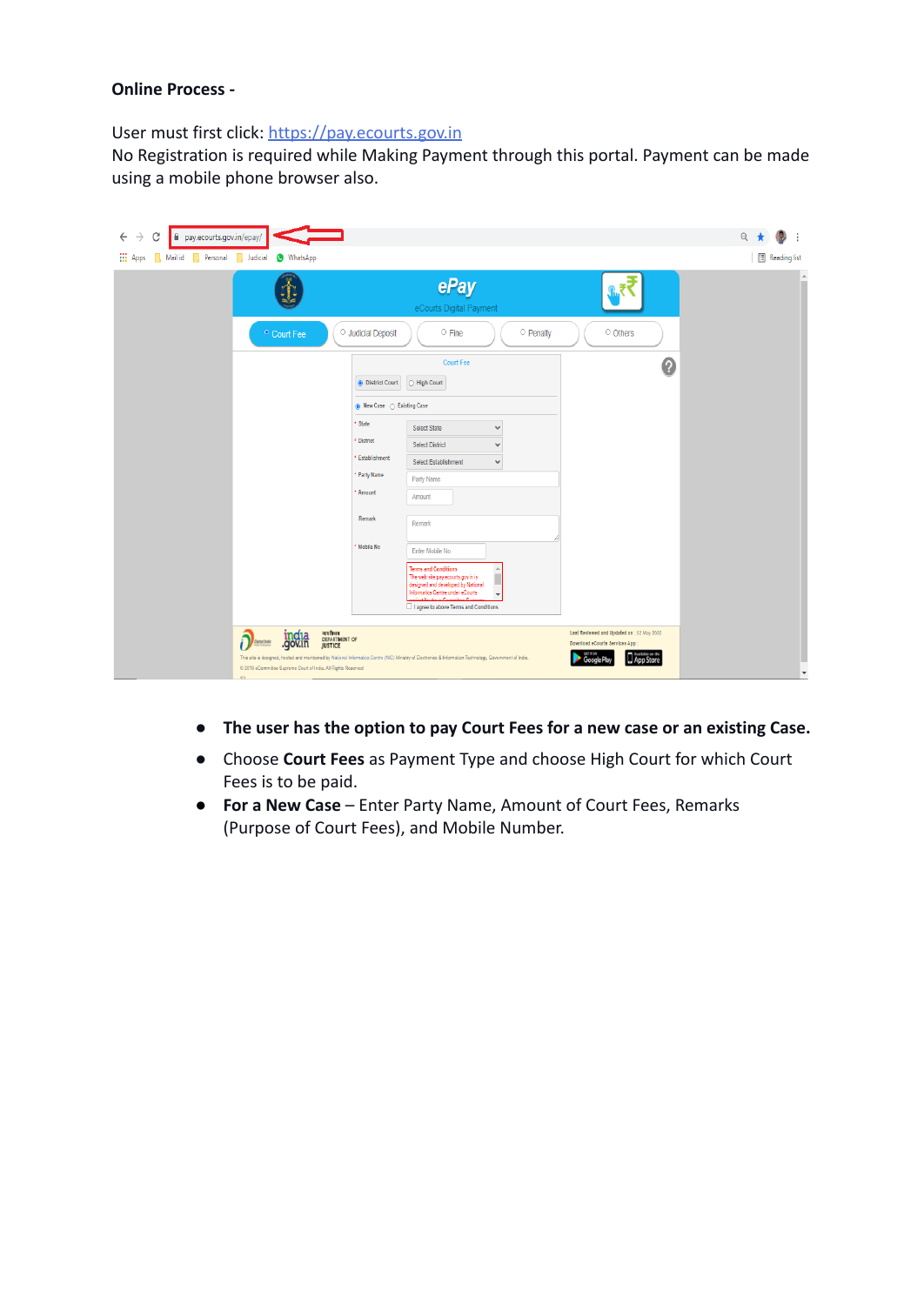**Online Process -**

User must first click: [https://pay.ecourts.gov.in](https://pay.ecourts.gov.in)
No Registration is required while Making Payment through this portal. Payment can be made using a mobile phone browser also.

- **The user has the option to pay Court Fees for a new case or an existing Case.**
- Choose **Court Fees** as Payment Type and choose High Court for which Court Fees is to be paid.
- **For a New Case** – Enter Party Name, Amount of Court Fees, Remarks (Purpose of Court Fees), and Mobile Number.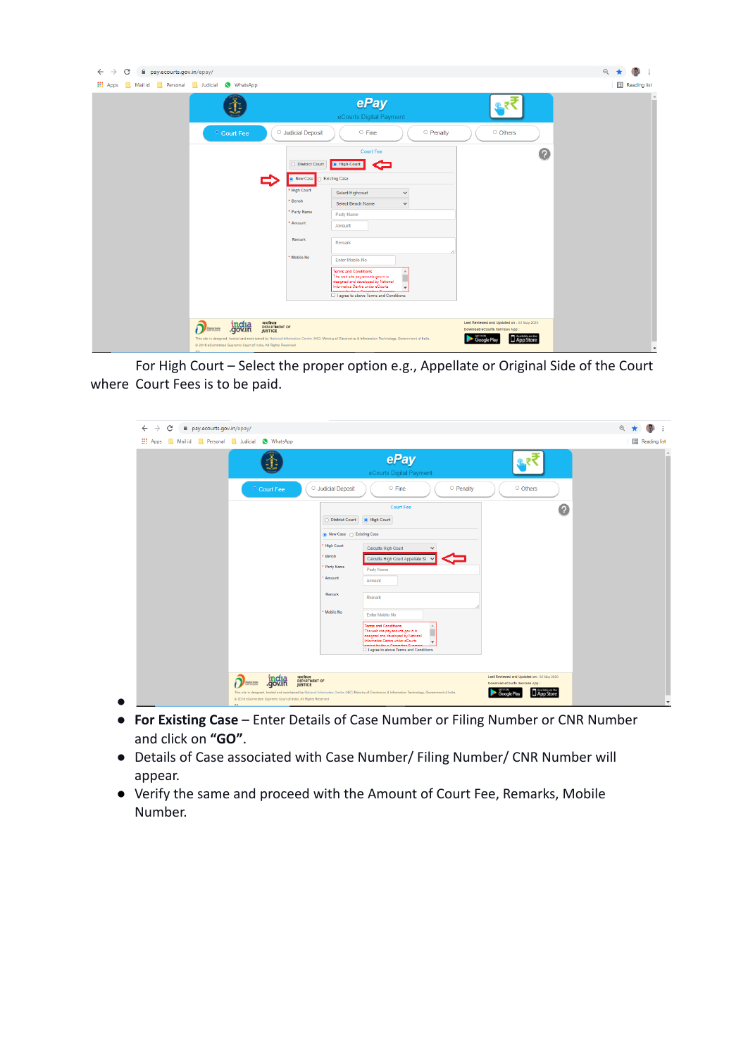For High Court – Select the proper option e.g., Appellate or Original Side of the Court where Court Fees is to be paid.

- 
- **For Existing Case** – Enter Details of Case Number or Filing Number or CNR Number and click on **"GO"**.
- Details of Case associated with Case Number/ Filing Number/ CNR Number will appear.
- Verify the same and proceed with the Amount of Court Fee, Remarks, Mobile Number.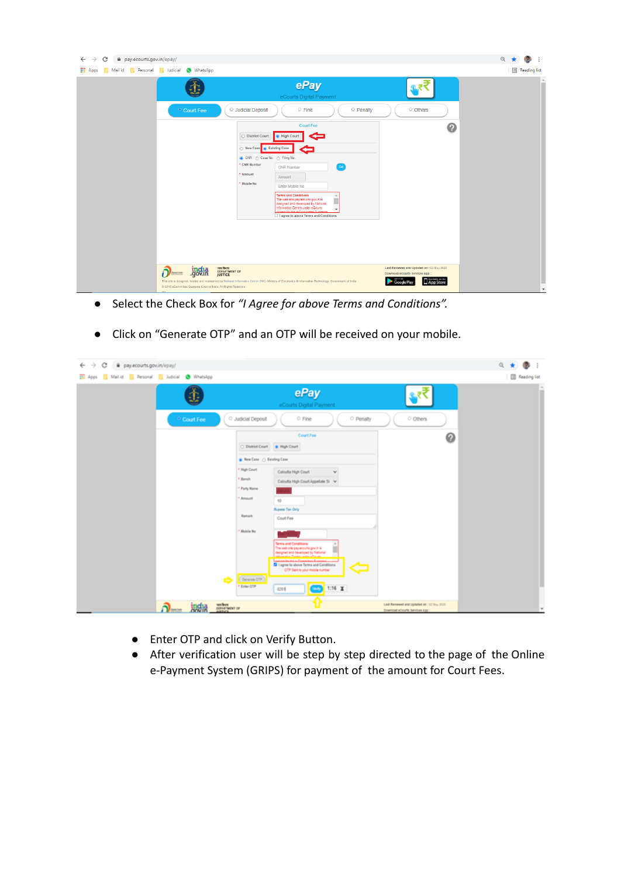- Select the Check Box for *"I Agree for above Terms and Conditions".*

- Click on "Generate OTP" and an OTP will be received on your mobile.

- Enter OTP and click on Verify Button.
- After verification user will be step by step directed to the page of the Online e-Payment System (GRIPS) for payment of the amount for Court Fees.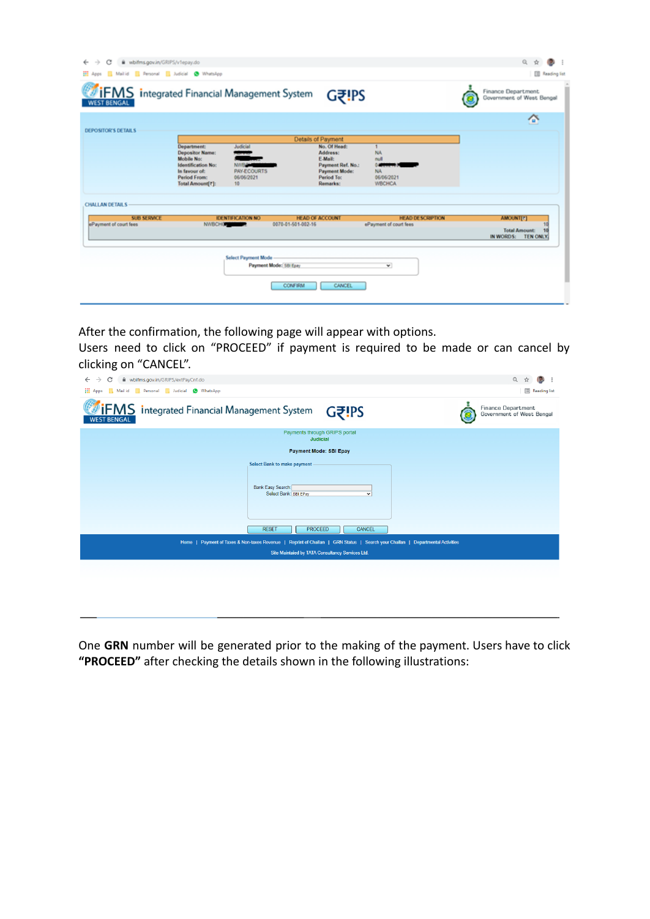After the confirmation, the following page will appear with options.

Users need to click on "PROCEED" if payment is required to be made or can cancel by clicking on "CANCEL".

One **GRN** number will be generated prior to the making of the payment. Users have to click **"PROCEED"** after checking the details shown in the following illustrations: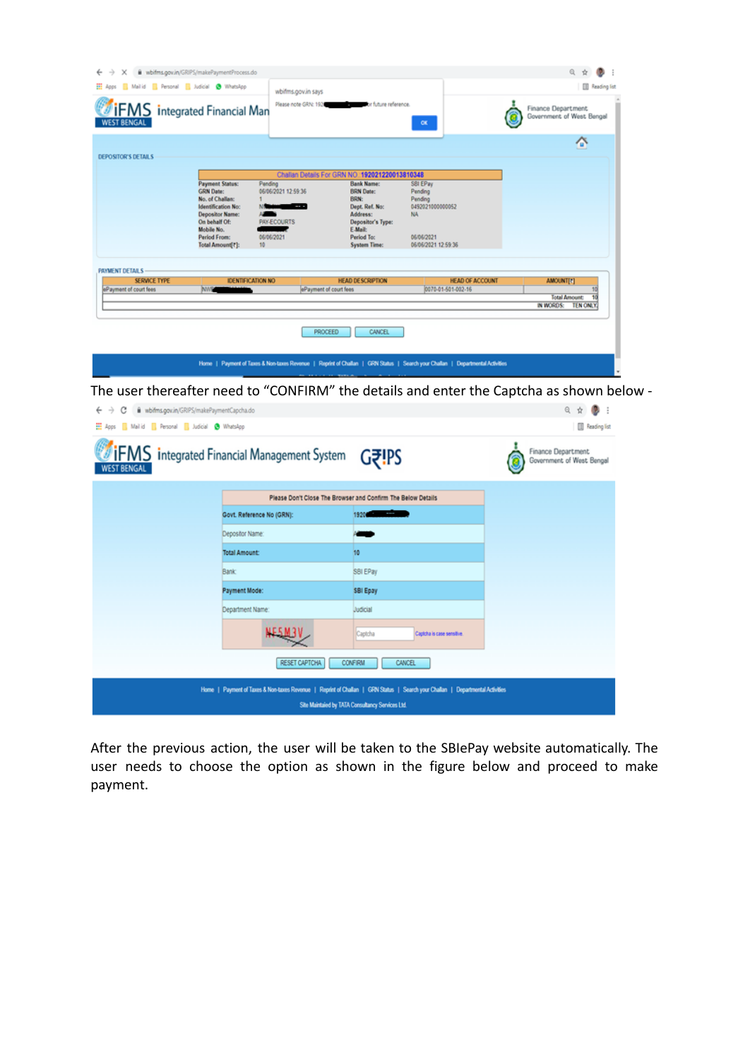The user thereafter need to "CONFIRM" the details and enter the Captcha as shown below -

After the previous action, the user will be taken to the SBIePay website automatically. The user needs to choose the option as shown in the figure below and proceed to make payment.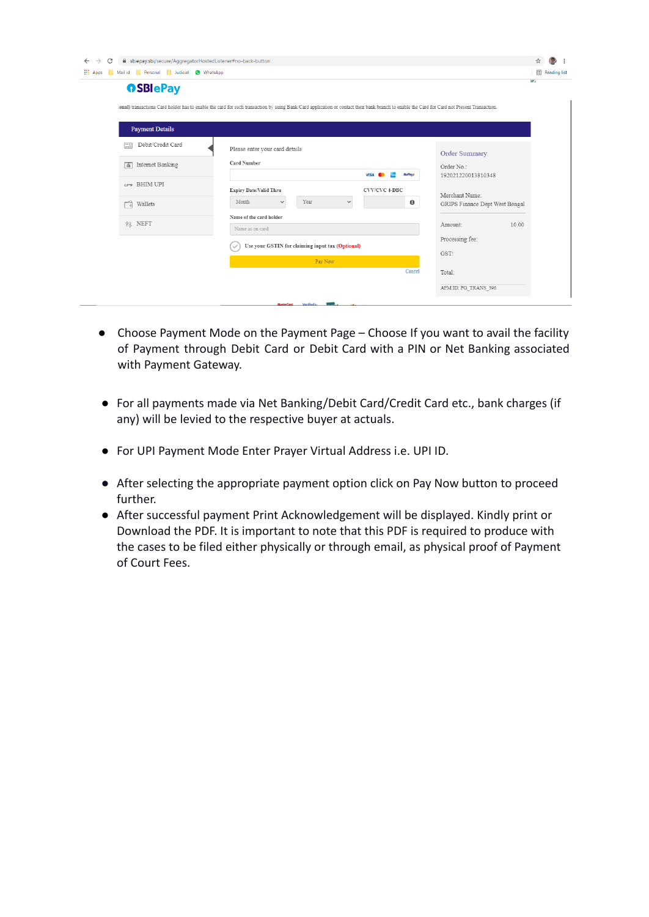- Choose Payment Mode on the Payment Page – Choose If you want to avail the facility of Payment through Debit Card or Debit Card with a PIN or Net Banking associated with Payment Gateway.

- For all payments made via Net Banking/Debit Card/Credit Card etc., bank charges (if any) will be levied to the respective buyer at actuals.

- For UPI Payment Mode Enter Prayer Virtual Address i.e. UPI ID.

- After selecting the appropriate payment option click on Pay Now button to proceed further.
- After successful payment Print Acknowledgement will be displayed. Kindly print or Download the PDF. It is important to note that this PDF is required to produce with the cases to be filed either physically or through email, as physical proof of Payment of Court Fees.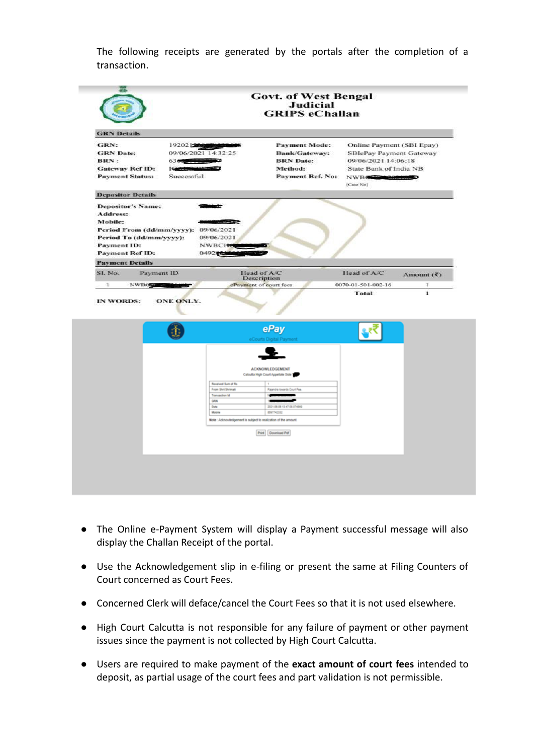The following receipts are generated by the portals after the completion of a transaction.

**Govt. of West Bengal**
**Judicial**
**GRIPS eChallan**

**GRN Details**

| | | | |
|---|---|---|---|
| GRN: | 19202 | Payment Mode: | Online Payment (SBI Epay) |
| GRN Date: | 09/06/2021 14:32:25 | Bank/Gateway: | SBIePay Payment Gateway |
| BRN : | 63 | BRN Date: | 09/06/2021 14:06:18 |
| Gateway Ref ID: | I | Method: | State Bank of India NB |
| Payment Status: | Successful | Payment Ref. No: | NWB [Case No] |

**Depositor Details**

| | |
|---|---|
| Depositor's Name: | |
| Address: | |
| Mobile: | |
| Period From (dd/mm/yyyy): | 09/06/2021 |
| Period To (dd/mm/yyyy): | 09/06/2021 |
| Payment ID: | NWBCH |
| Payment Ref ID: | 0492 |

**Payment Details**

| Sl. No. | Payment ID | Head of A/C Description | Head of A/C | Amount (₹) |
|---|---|---|---|---|
| 1 | NWB | ePayment of court fees | 0070-01-501-002-16 | 1 |
| | | | Total | 1 |

**IN WORDS:** ONE ONLY.

**ePay**
eCourts Digital Payment

ACKNOWLEDGEMENT
Calcutta High Court Appellate Side

| | |
|---|---|
| Received Sum of Rs | 1 |
| From Shri/Shrimati | Rajendra towards Court Fee |
| Transaction Id | |
| GRN | |
| Date | 2021-06-09 13:47:08 |
| Mobile | |

Note : Acknowledgement is subject to realization of the amount

Print | Download Pdf

- The Online e-Payment System will display a Payment successful message will also display the Challan Receipt of the portal.
- Use the Acknowledgement slip in e-filing or present the same at Filing Counters of Court concerned as Court Fees.
- Concerned Clerk will deface/cancel the Court Fees so that it is not used elsewhere.
- High Court Calcutta is not responsible for any failure of payment or other payment issues since the payment is not collected by High Court Calcutta.
- Users are required to make payment of the **exact amount of court fees** intended to deposit, as partial usage of the court fees and part validation is not permissible.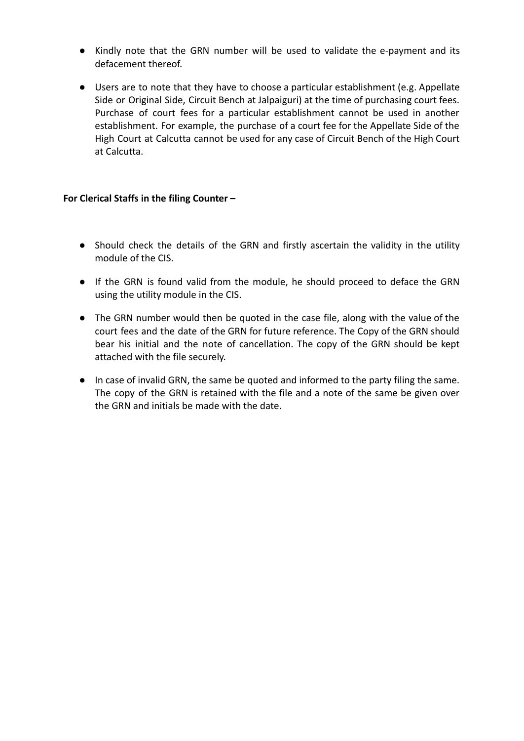- Kindly note that the GRN number will be used to validate the e-payment and its defacement thereof.
- Users are to note that they have to choose a particular establishment (e.g. Appellate Side or Original Side, Circuit Bench at Jalpaiguri) at the time of purchasing court fees. Purchase of court fees for a particular establishment cannot be used in another establishment. For example, the purchase of a court fee for the Appellate Side of the High Court at Calcutta cannot be used for any case of Circuit Bench of the High Court at Calcutta.

**For Clerical Staffs in the filing Counter –**

- Should check the details of the GRN and firstly ascertain the validity in the utility module of the CIS.
- If the GRN is found valid from the module, he should proceed to deface the GRN using the utility module in the CIS.
- The GRN number would then be quoted in the case file, along with the value of the court fees and the date of the GRN for future reference. The Copy of the GRN should bear his initial and the note of cancellation. The copy of the GRN should be kept attached with the file securely.
- In case of invalid GRN, the same be quoted and informed to the party filing the same. The copy of the GRN is retained with the file and a note of the same be given over the GRN and initials be made with the date.